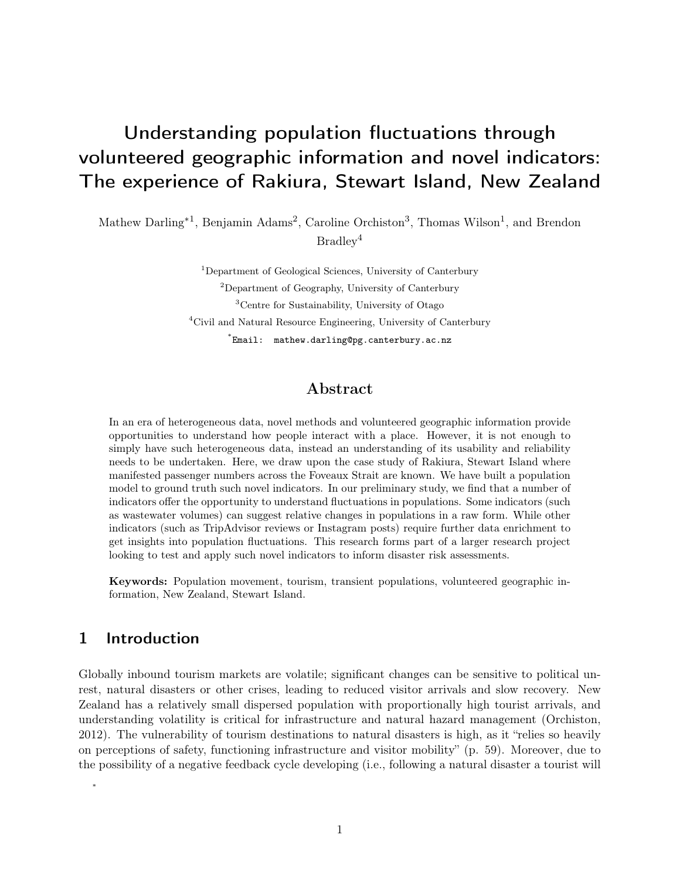# Understanding population fluctuations through volunteered geographic information and novel indicators: The experience of Rakiura, Stewart Island, New Zealand

Mathew Darling*[1], Benjamin Adams[2], Caroline Orchiston[3], Thomas Wilson[1], and Brendon Bradley[4]

[1]Department of Geological Sciences, University of Canterbury

[2]Department of Geography, University of Canterbury

[3]Centre for Sustainability, University of Otago

[4]Civil and Natural Resource Engineering, University of Canterbury

*Email: mathew.darling@pg.canterbury.ac.nz

## Abstract

In an era of heterogeneous data, novel methods and volunteered geographic information provide opportunities to understand how people interact with a place. However, it is not enough to simply have such heterogeneous data, instead an understanding of its usability and reliability needs to be undertaken. Here, we draw upon the case study of Rakiura, Stewart Island where manifested passenger numbers across the Foveaux Strait are known. We have built a population model to ground truth such novel indicators. In our preliminary study, we find that a number of indicators offer the opportunity to understand fluctuations in populations. Some indicators (such as wastewater volumes) can suggest relative changes in populations in a raw form. While other indicators (such as TripAdvisor reviews or Instagram posts) require further data enrichment to get insights into population fluctuations. This research forms part of a larger research project looking to test and apply such novel indicators to inform disaster risk assessments.

**Keywords:** Population movement, tourism, transient populations, volunteered geographic information, New Zealand, Stewart Island.

## 1 Introduction

Globally inbound tourism markets are volatile; significant changes can be sensitive to political unrest, natural disasters or other crises, leading to reduced visitor arrivals and slow recovery. New Zealand has a relatively small dispersed population with proportionally high tourist arrivals, and understanding volatility is critical for infrastructure and natural hazard management (Orchiston, 2012). The vulnerability of tourism destinations to natural disasters is high, as it "relies so heavily on perceptions of safety, functioning infrastructure and visitor mobility" (p. 59). Moreover, due to the possibility of a negative feedback cycle developing (i.e., following a natural disaster a tourist will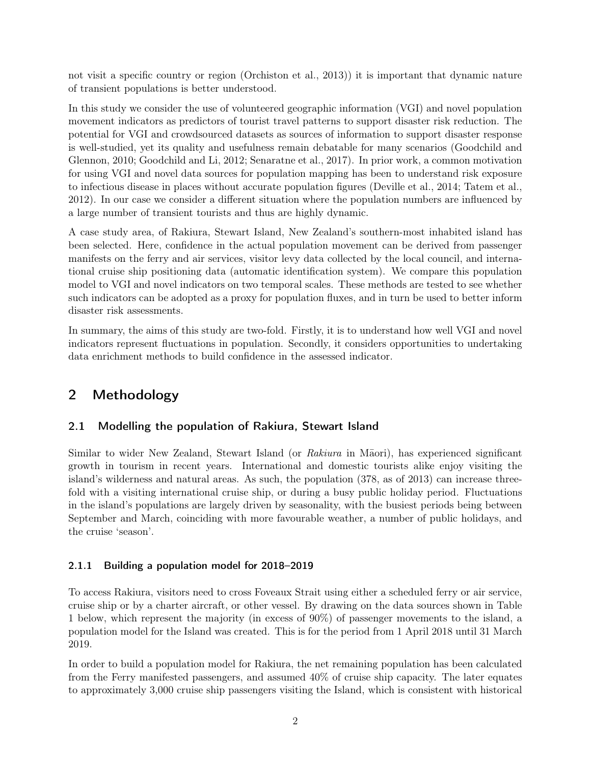not visit a specific country or region (Orchiston et al., 2013)) it is important that dynamic nature of transient populations is better understood.

In this study we consider the use of volunteered geographic information (VGI) and novel population movement indicators as predictors of tourist travel patterns to support disaster risk reduction. The potential for VGI and crowdsourced datasets as sources of information to support disaster response is well-studied, yet its quality and usefulness remain debatable for many scenarios (Goodchild and Glennon, 2010; Goodchild and Li, 2012; Senaratne et al., 2017). In prior work, a common motivation for using VGI and novel data sources for population mapping has been to understand risk exposure to infectious disease in places without accurate population figures (Deville et al., 2014; Tatem et al., 2012). In our case we consider a different situation where the population numbers are influenced by a large number of transient tourists and thus are highly dynamic.

A case study area, of Rakiura, Stewart Island, New Zealand's southern-most inhabited island has been selected. Here, confidence in the actual population movement can be derived from passenger manifests on the ferry and air services, visitor levy data collected by the local council, and international cruise ship positioning data (automatic identification system). We compare this population model to VGI and novel indicators on two temporal scales. These methods are tested to see whether such indicators can be adopted as a proxy for population fluxes, and in turn be used to better inform disaster risk assessments.

In summary, the aims of this study are two-fold. Firstly, it is to understand how well VGI and novel indicators represent fluctuations in population. Secondly, it considers opportunities to undertaking data enrichment methods to build confidence in the assessed indicator.

## 2 Methodology

### 2.1 Modelling the population of Rakiura, Stewart Island

Similar to wider New Zealand, Stewart Island (or *Rakiura* in Māori), has experienced significant growth in tourism in recent years. International and domestic tourists alike enjoy visiting the island's wilderness and natural areas. As such, the population (378, as of 2013) can increase three-fold with a visiting international cruise ship, or during a busy public holiday period. Fluctuations in the island's populations are largely driven by seasonality, with the busiest periods being between September and March, coinciding with more favourable weather, a number of public holidays, and the cruise 'season'.

#### 2.1.1 Building a population model for 2018–2019

To access Rakiura, visitors need to cross Foveaux Strait using either a scheduled ferry or air service, cruise ship or by a charter aircraft, or other vessel. By drawing on the data sources shown in Table 1 below, which represent the majority (in excess of 90%) of passenger movements to the island, a population model for the Island was created. This is for the period from 1 April 2018 until 31 March 2019.

In order to build a population model for Rakiura, the net remaining population has been calculated from the Ferry manifested passengers, and assumed 40% of cruise ship capacity. The later equates to approximately 3,000 cruise ship passengers visiting the Island, which is consistent with historical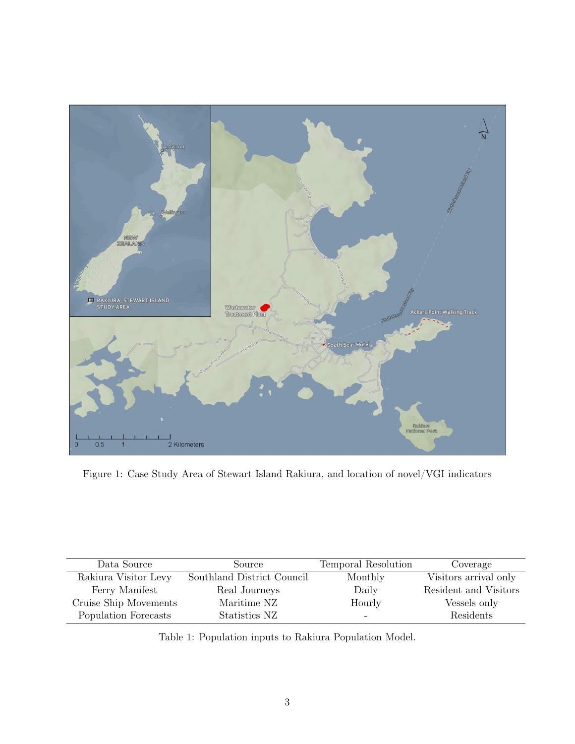Figure 1: Case Study Area of Stewart Island Rakiura, and location of novel/VGI indicators

| Data Source | Source | Temporal Resolution | Coverage |
|---|---|---|---|
| Rakiura Visitor Levy | Southland District Council | Monthly | Visitors arrival only |
| Ferry Manifest | Real Journeys | Daily | Resident and Visitors |
| Cruise Ship Movements | Maritime NZ | Hourly | Vessels only |
| Population Forecasts | Statistics NZ | - | Residents |

Table 1: Population inputs to Rakiura Population Model.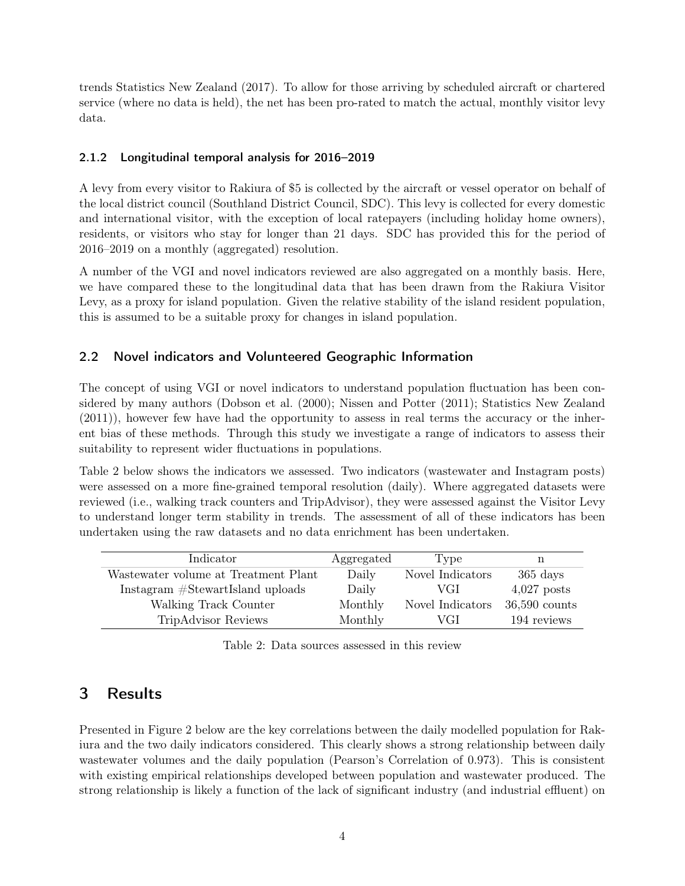trends Statistics New Zealand (2017). To allow for those arriving by scheduled aircraft or chartered service (where no data is held), the net has been pro-rated to match the actual, monthly visitor levy data.

### 2.1.2 Longitudinal temporal analysis for 2016–2019

A levy from every visitor to Rakiura of $5 is collected by the aircraft or vessel operator on behalf of the local district council (Southland District Council, SDC). This levy is collected for every domestic and international visitor, with the exception of local ratepayers (including holiday home owners), residents, or visitors who stay for longer than 21 days. SDC has provided this for the period of 2016–2019 on a monthly (aggregated) resolution.

A number of the VGI and novel indicators reviewed are also aggregated on a monthly basis. Here, we have compared these to the longitudinal data that has been drawn from the Rakiura Visitor Levy, as a proxy for island population. Given the relative stability of the island resident population, this is assumed to be a suitable proxy for changes in island population.

## 2.2 Novel indicators and Volunteered Geographic Information

The concept of using VGI or novel indicators to understand population fluctuation has been considered by many authors (Dobson et al. (2000); Nissen and Potter (2011); Statistics New Zealand (2011)), however few have had the opportunity to assess in real terms the accuracy or the inherent bias of these methods. Through this study we investigate a range of indicators to assess their suitability to represent wider fluctuations in populations.

Table 2 below shows the indicators we assessed. Two indicators (wastewater and Instagram posts) were assessed on a more fine-grained temporal resolution (daily). Where aggregated datasets were reviewed (i.e., walking track counters and TripAdvisor), they were assessed against the Visitor Levy to understand longer term stability in trends. The assessment of all of these indicators has been undertaken using the raw datasets and no data enrichment has been undertaken.

| Indicator | Aggregated | Type | n |
|---|---|---|---|
| Wastewater volume at Treatment Plant | Daily | Novel Indicators | 365 days |
| Instagram #StewartIsland uploads | Daily | VGI | 4,027 posts |
| Walking Track Counter | Monthly | Novel Indicators | 36,590 counts |
| TripAdvisor Reviews | Monthly | VGI | 194 reviews |

Table 2: Data sources assessed in this review

# 3 Results

Presented in Figure 2 below are the key correlations between the daily modelled population for Rakiura and the two daily indicators considered. This clearly shows a strong relationship between daily wastewater volumes and the daily population (Pearson's Correlation of 0.973). This is consistent with existing empirical relationships developed between population and wastewater produced. The strong relationship is likely a function of the lack of significant industry (and industrial effluent) on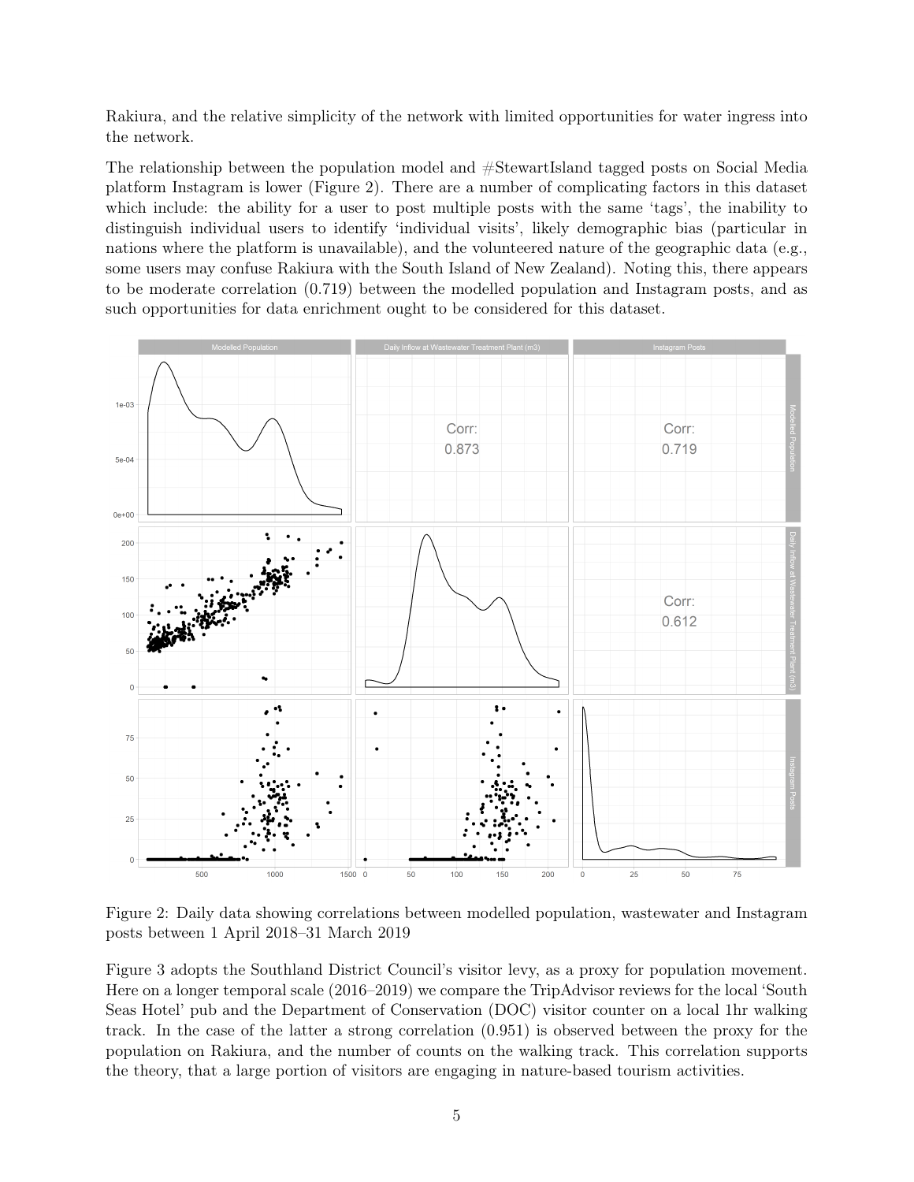Rakiura, and the relative simplicity of the network with limited opportunities for water ingress into the network.

The relationship between the population model and #StewartIsland tagged posts on Social Media platform Instagram is lower (Figure 2). There are a number of complicating factors in this dataset which include: the ability for a user to post multiple posts with the same 'tags', the inability to distinguish individual users to identify 'individual visits', likely demographic bias (particular in nations where the platform is unavailable), and the volunteered nature of the geographic data (e.g., some users may confuse Rakiura with the South Island of New Zealand). Noting this, there appears to be moderate correlation (0.719) between the modelled population and Instagram posts, and as such opportunities for data enrichment ought to be considered for this dataset.

Figure 2: Daily data showing correlations between modelled population, wastewater and Instagram posts between 1 April 2018–31 March 2019

Figure 3 adopts the Southland District Council's visitor levy, as a proxy for population movement. Here on a longer temporal scale (2016–2019) we compare the TripAdvisor reviews for the local 'South Seas Hotel' pub and the Department of Conservation (DOC) visitor counter on a local 1hr walking track. In the case of the latter a strong correlation (0.951) is observed between the proxy for the population on Rakiura, and the number of counts on the walking track. This correlation supports the theory, that a large portion of visitors are engaging in nature-based tourism activities.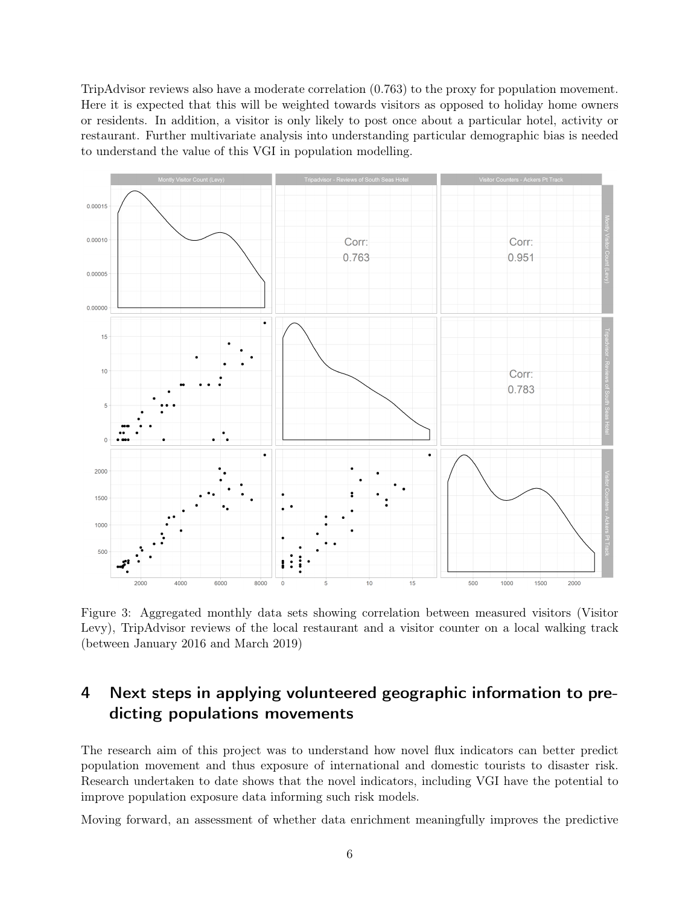TripAdvisor reviews also have a moderate correlation (0.763) to the proxy for population movement. Here it is expected that this will be weighted towards visitors as opposed to holiday home owners or residents. In addition, a visitor is only likely to post once about a particular hotel, activity or restaurant. Further multivariate analysis into understanding particular demographic bias is needed to understand the value of this VGI in population modelling.

Figure 3: Aggregated monthly data sets showing correlation between measured visitors (Visitor Levy), TripAdvisor reviews of the local restaurant and a visitor counter on a local walking track (between January 2016 and March 2019)

## 4 Next steps in applying volunteered geographic information to predicting populations movements

The research aim of this project was to understand how novel flux indicators can better predict population movement and thus exposure of international and domestic tourists to disaster risk. Research undertaken to date shows that the novel indicators, including VGI have the potential to improve population exposure data informing such risk models.

Moving forward, an assessment of whether data enrichment meaningfully improves the predictive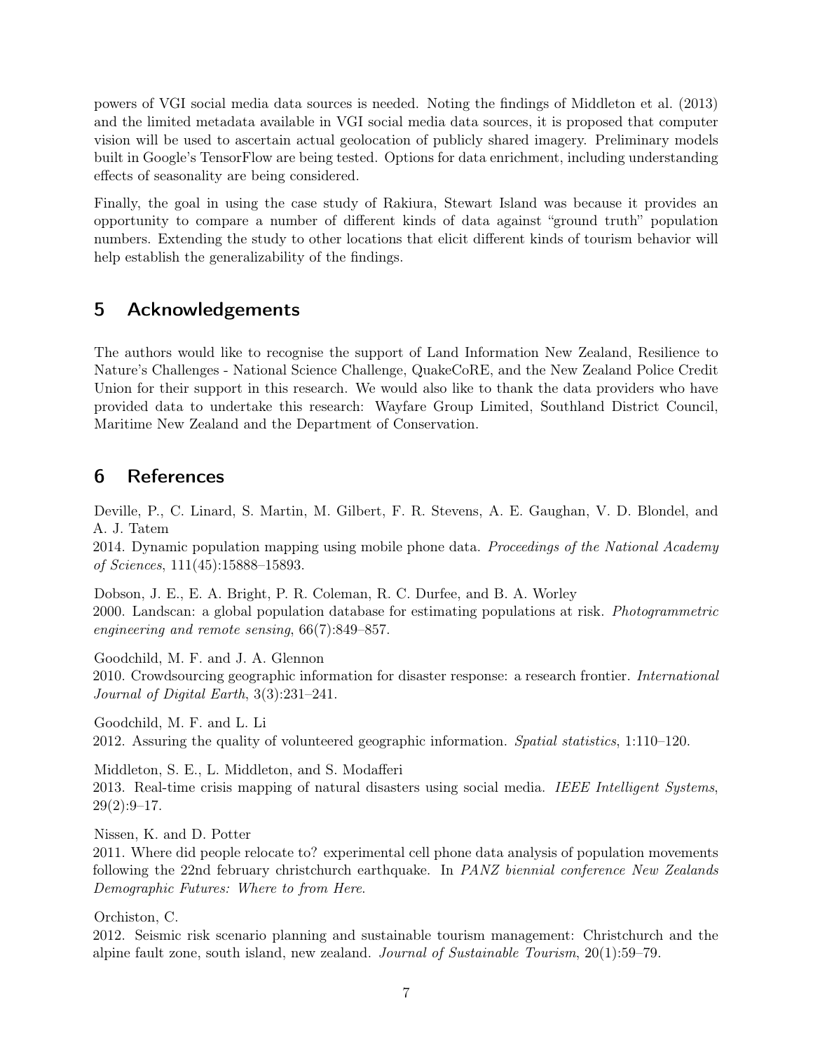powers of VGI social media data sources is needed. Noting the findings of Middleton et al. (2013) and the limited metadata available in VGI social media data sources, it is proposed that computer vision will be used to ascertain actual geolocation of publicly shared imagery. Preliminary models built in Google's TensorFlow are being tested. Options for data enrichment, including understanding effects of seasonality are being considered.

Finally, the goal in using the case study of Rakiura, Stewart Island was because it provides an opportunity to compare a number of different kinds of data against "ground truth" population numbers. Extending the study to other locations that elicit different kinds of tourism behavior will help establish the generalizability of the findings.

## 5 Acknowledgements

The authors would like to recognise the support of Land Information New Zealand, Resilience to Nature's Challenges - National Science Challenge, QuakeCoRE, and the New Zealand Police Credit Union for their support in this research. We would also like to thank the data providers who have provided data to undertake this research: Wayfare Group Limited, Southland District Council, Maritime New Zealand and the Department of Conservation.

## 6 References

Deville, P., C. Linard, S. Martin, M. Gilbert, F. R. Stevens, A. E. Gaughan, V. D. Blondel, and A. J. Tatem
2014. Dynamic population mapping using mobile phone data. *Proceedings of the National Academy of Sciences*, 111(45):15888–15893.

Dobson, J. E., E. A. Bright, P. R. Coleman, R. C. Durfee, and B. A. Worley
2000. Landscan: a global population database for estimating populations at risk. *Photogrammetric engineering and remote sensing*, 66(7):849–857.

Goodchild, M. F. and J. A. Glennon
2010. Crowdsourcing geographic information for disaster response: a research frontier. *International Journal of Digital Earth*, 3(3):231–241.

Goodchild, M. F. and L. Li
2012. Assuring the quality of volunteered geographic information. *Spatial statistics*, 1:110–120.

Middleton, S. E., L. Middleton, and S. Modafferi
2013. Real-time crisis mapping of natural disasters using social media. *IEEE Intelligent Systems*, 29(2):9–17.

Nissen, K. and D. Potter
2011. Where did people relocate to? experimental cell phone data analysis of population movements following the 22nd february christchurch earthquake. In *PANZ biennial conference New Zealands Demographic Futures: Where to from Here*.

Orchiston, C.
2012. Seismic risk scenario planning and sustainable tourism management: Christchurch and the alpine fault zone, south island, new zealand. *Journal of Sustainable Tourism*, 20(1):59–79.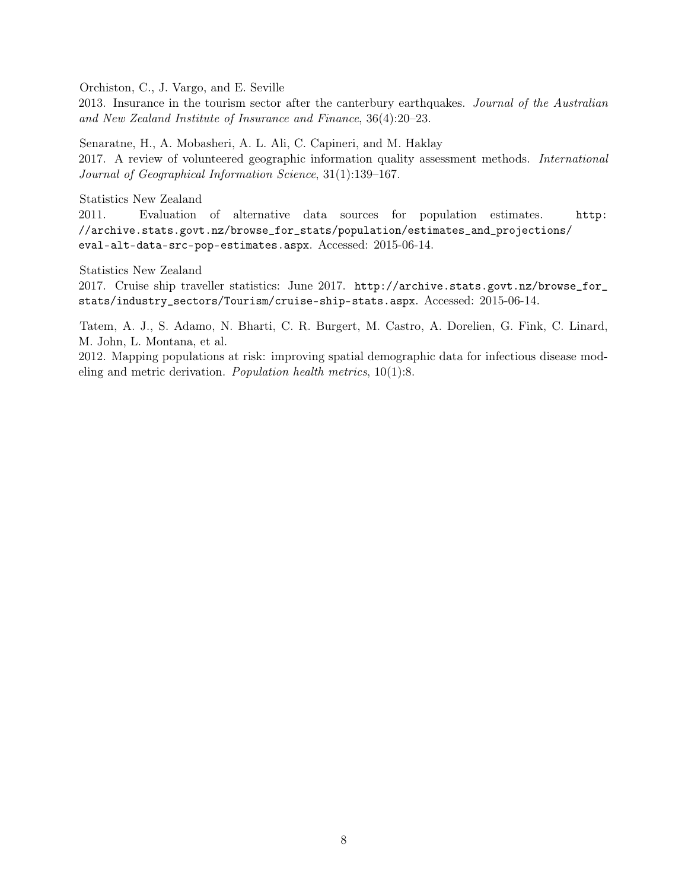Orchiston, C., J. Vargo, and E. Seville
2013. Insurance in the tourism sector after the canterbury earthquakes. *Journal of the Australian and New Zealand Institute of Insurance and Finance*, 36(4):20–23.

Senaratne, H., A. Mobasheri, A. L. Ali, C. Capineri, and M. Haklay
2017. A review of volunteered geographic information quality assessment methods. *International Journal of Geographical Information Science*, 31(1):139–167.

Statistics New Zealand
2011. Evaluation of alternative data sources for population estimates. `http://archive.stats.govt.nz/browse_for_stats/population/estimates_and_projections/eval-alt-data-src-pop-estimates.aspx`. Accessed: 2015-06-14.

Statistics New Zealand
2017. Cruise ship traveller statistics: June 2017. `http://archive.stats.govt.nz/browse_for_stats/industry_sectors/Tourism/cruise-ship-stats.aspx`. Accessed: 2015-06-14.

Tatem, A. J., S. Adamo, N. Bharti, C. R. Burgert, M. Castro, A. Dorelien, G. Fink, C. Linard, M. John, L. Montana, et al.
2012. Mapping populations at risk: improving spatial demographic data for infectious disease modeling and metric derivation. *Population health metrics*, 10(1):8.